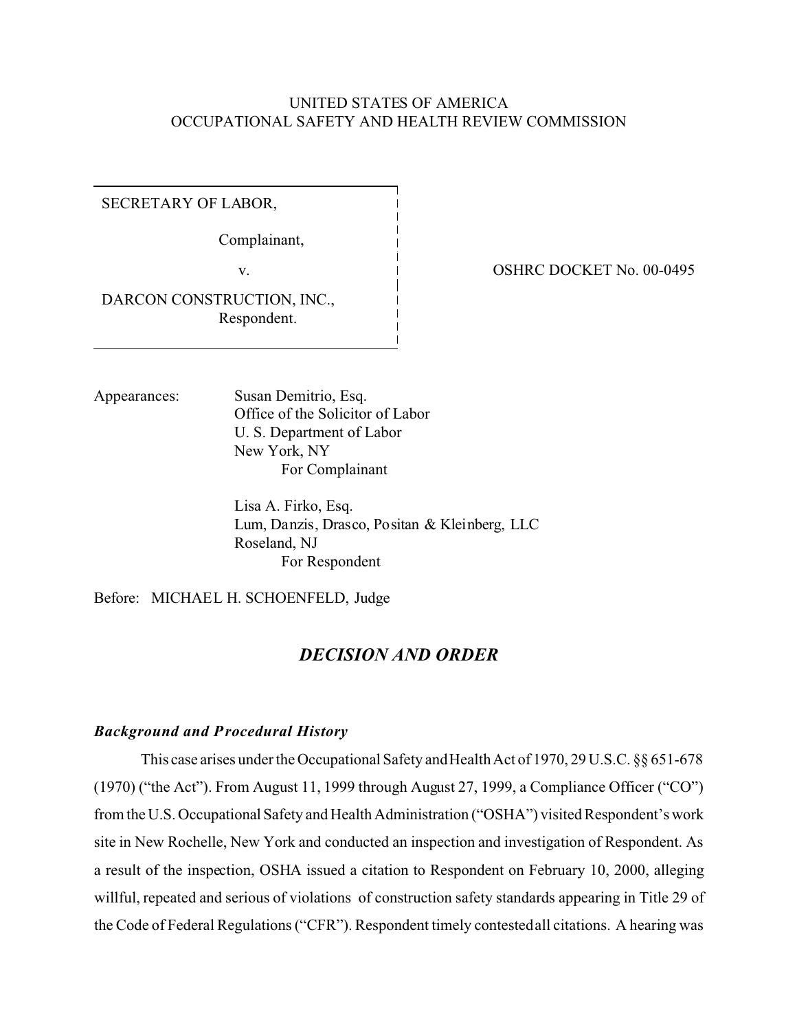UNITED STATES OF AMERICA
OCCUPATIONAL SAFETY AND HEALTH REVIEW COMMISSION

SECRETARY OF LABOR,

Complainant,

v.

DARCON CONSTRUCTION, INC.,
Respondent.

OSHRC DOCKET No. 00-0495

Appearances: Susan Demitrio, Esq.
Office of the Solicitor of Labor
U. S. Department of Labor
New York, NY
For Complainant

Lisa A. Firko, Esq.
Lum, Danzis, Drasco, Positan & Kleinberg, LLC
Roseland, NJ
For Respondent

Before: MICHAEL H. SCHOENFELD, Judge

## *DECISION AND ORDER*

### *Background and Procedural History*

This case arises under the Occupational Safety and Health Act of 1970, 29 U.S.C. §§ 651-678 (1970) ("the Act"). From August 11, 1999 through August 27, 1999, a Compliance Officer ("CO") from the U.S. Occupational Safety and Health Administration ("OSHA") visited Respondent's work site in New Rochelle, New York and conducted an inspection and investigation of Respondent. As a result of the inspection, OSHA issued a citation to Respondent on February 10, 2000, alleging willful, repeated and serious of violations of construction safety standards appearing in Title 29 of the Code of Federal Regulations ("CFR"). Respondent timely contested all citations. A hearing was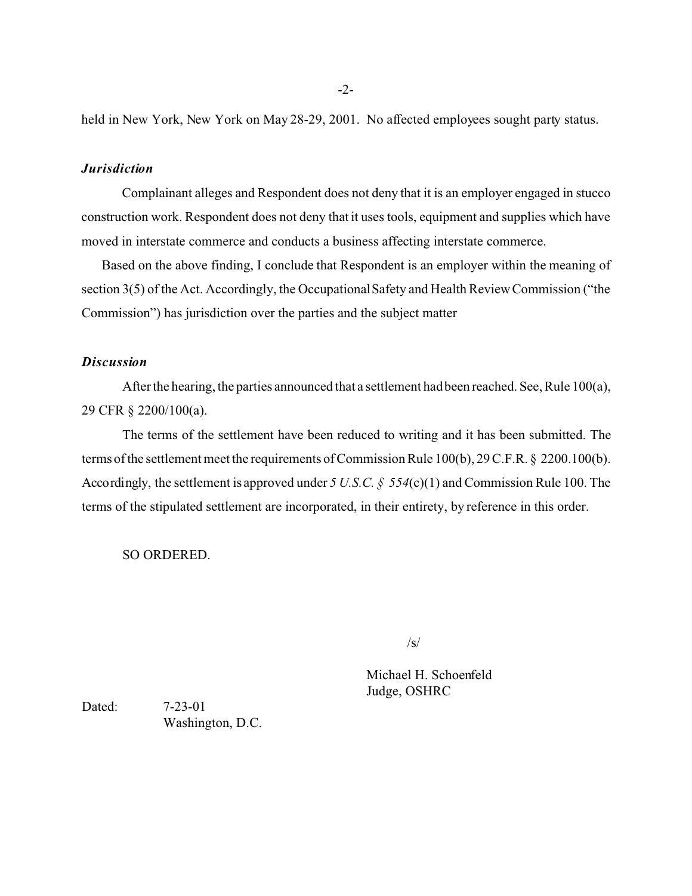held in New York, New York on May 28-29, 2001. No affected employees sought party status.

***Jurisdiction***

Complainant alleges and Respondent does not deny that it is an employer engaged in stucco construction work. Respondent does not deny that it uses tools, equipment and supplies which have moved in interstate commerce and conducts a business affecting interstate commerce.

Based on the above finding, I conclude that Respondent is an employer within the meaning of section 3(5) of the Act. Accordingly, the Occupational Safety and Health Review Commission ("the Commission") has jurisdiction over the parties and the subject matter

***Discussion***

After the hearing, the parties announced that a settlement had been reached. See, Rule 100(a), 29 CFR § 2200/100(a).

The terms of the settlement have been reduced to writing and it has been submitted. The terms of the settlement meet the requirements of Commission Rule 100(b), 29 C.F.R. § 2200.100(b). Accordingly, the settlement is approved under *5 U.S.C. § 554*(c)(1) and Commission Rule 100. The terms of the stipulated settlement are incorporated, in their entirety, by reference in this order.

SO ORDERED.

/s/

Michael H. Schoenfeld
Judge, OSHRC

Dated: 7-23-01
Washington, D.C.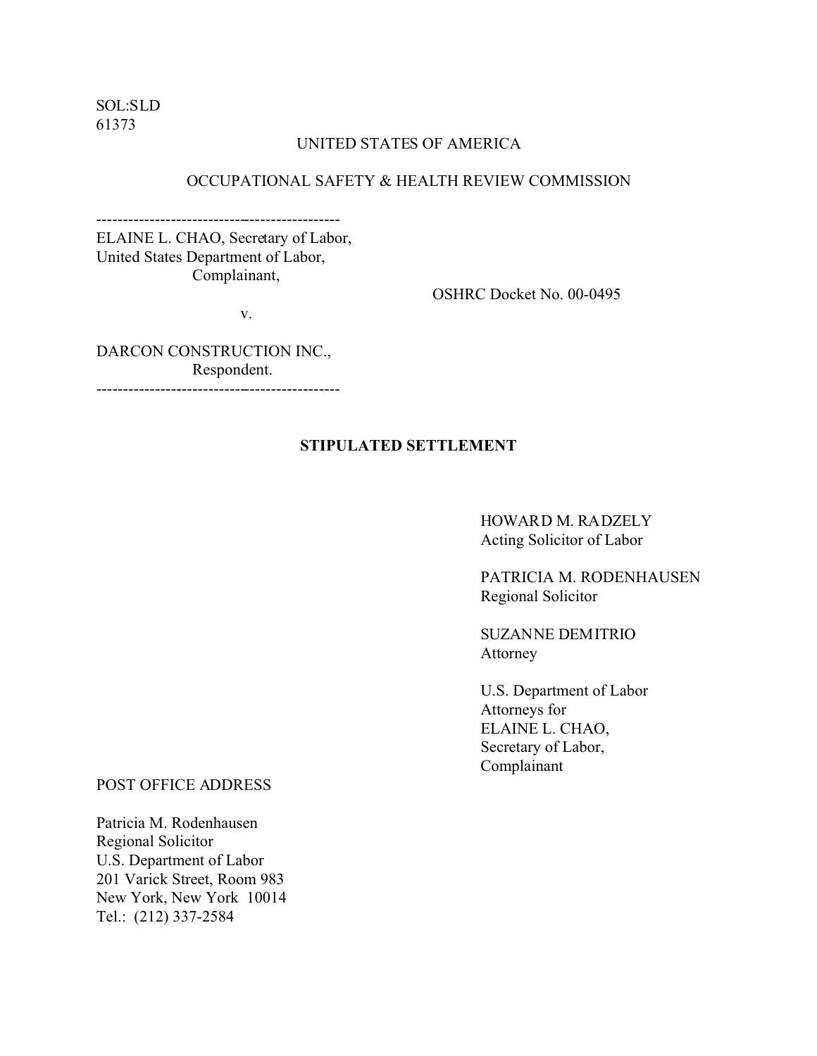SOL:SLD
61373

UNITED STATES OF AMERICA

OCCUPATIONAL SAFETY & HEALTH REVIEW COMMISSION

---

ELAINE L. CHAO, Secretary of Labor,
United States Department of Labor,
Complainant,

v.

DARCON CONSTRUCTION INC.,
Respondent.

---

OSHRC Docket No. 00-0495

**STIPULATED SETTLEMENT**

HOWARD M. RADZELY
Acting Solicitor of Labor

PATRICIA M. RODENHAUSEN
Regional Solicitor

SUZANNE DEMITRIO
Attorney

U.S. Department of Labor
Attorneys for
ELAINE L. CHAO,
Secretary of Labor,
Complainant

POST OFFICE ADDRESS

Patricia M. Rodenhausen
Regional Solicitor
U.S. Department of Labor
201 Varick Street, Room 983
New York, New York 10014
Tel.: (212) 337-2584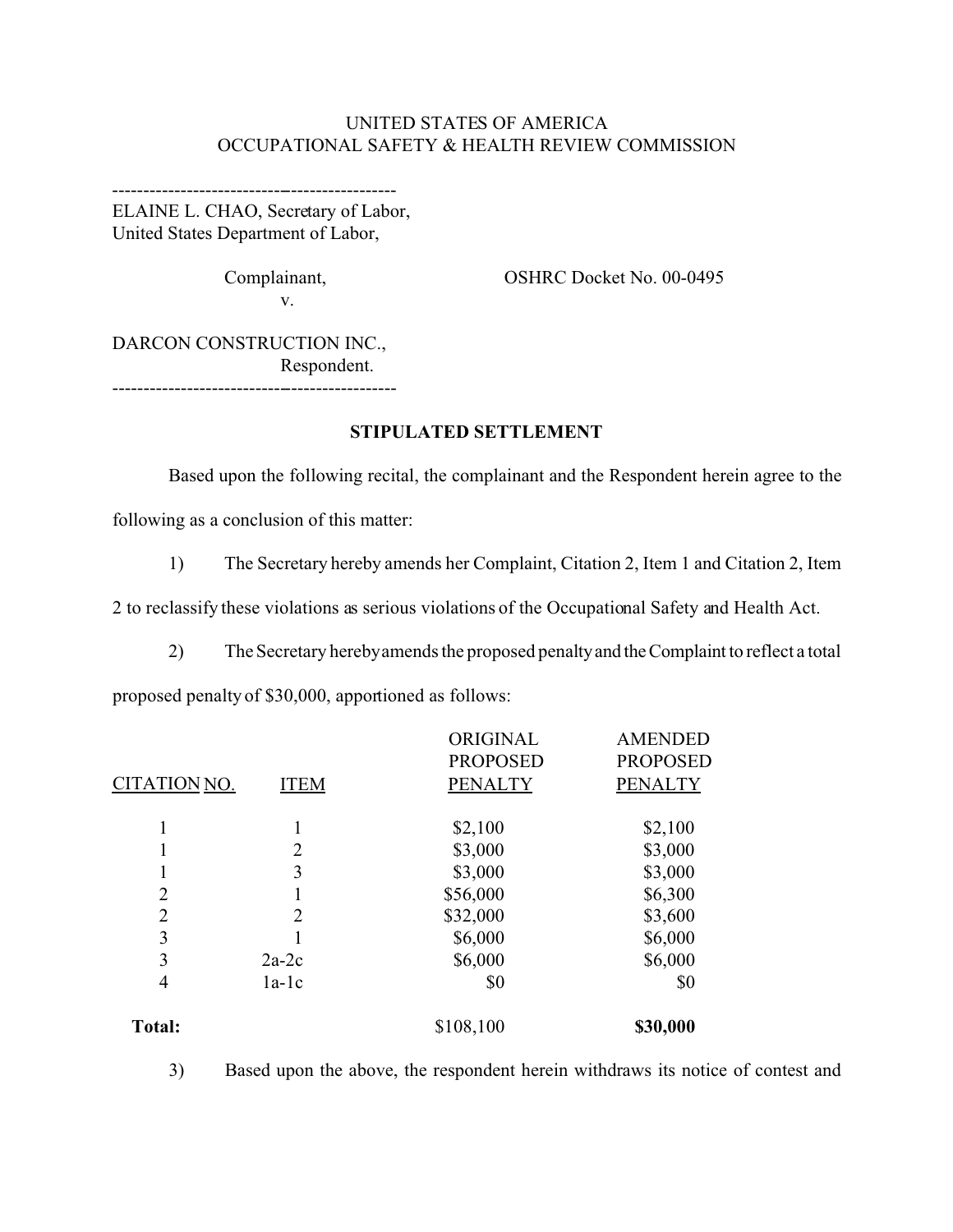UNITED STATES OF AMERICA
OCCUPATIONAL SAFETY & HEALTH REVIEW COMMISSION

---

ELAINE L. CHAO, Secretary of Labor,
United States Department of Labor,

Complainant,
v.

OSHRC Docket No. 00-0495

DARCON CONSTRUCTION INC.,
Respondent.

---

**STIPULATED SETTLEMENT**

Based upon the following recital, the complainant and the Respondent herein agree to the following as a conclusion of this matter:

1) The Secretary hereby amends her Complaint, Citation 2, Item 1 and Citation 2, Item 2 to reclassify these violations as serious violations of the Occupational Safety and Health Act.

2) The Secretary hereby amends the proposed penalty and the Complaint to reflect a total proposed penalty of $30,000, apportioned as follows:

| CITATION NO. | ITEM | ORIGINAL PROPOSED PENALTY | AMENDED PROPOSED PENALTY |
|---|---|---|---|
| 1 | 1 | $2,100 | $2,100 |
| 1 | 2 | $3,000 | $3,000 |
| 1 | 3 | $3,000 | $3,000 |
| 2 | 1 | $56,000 | $6,300 |
| 2 | 2 | $32,000 | $3,600 |
| 3 | 1 | $6,000 | $6,000 |
| 3 | 2a-2c | $6,000 | $6,000 |
| 4 | 1a-1c | $0 | $0 |
| **Total:** | | $108,100 | **$30,000** |

3) Based upon the above, the respondent herein withdraws its notice of contest and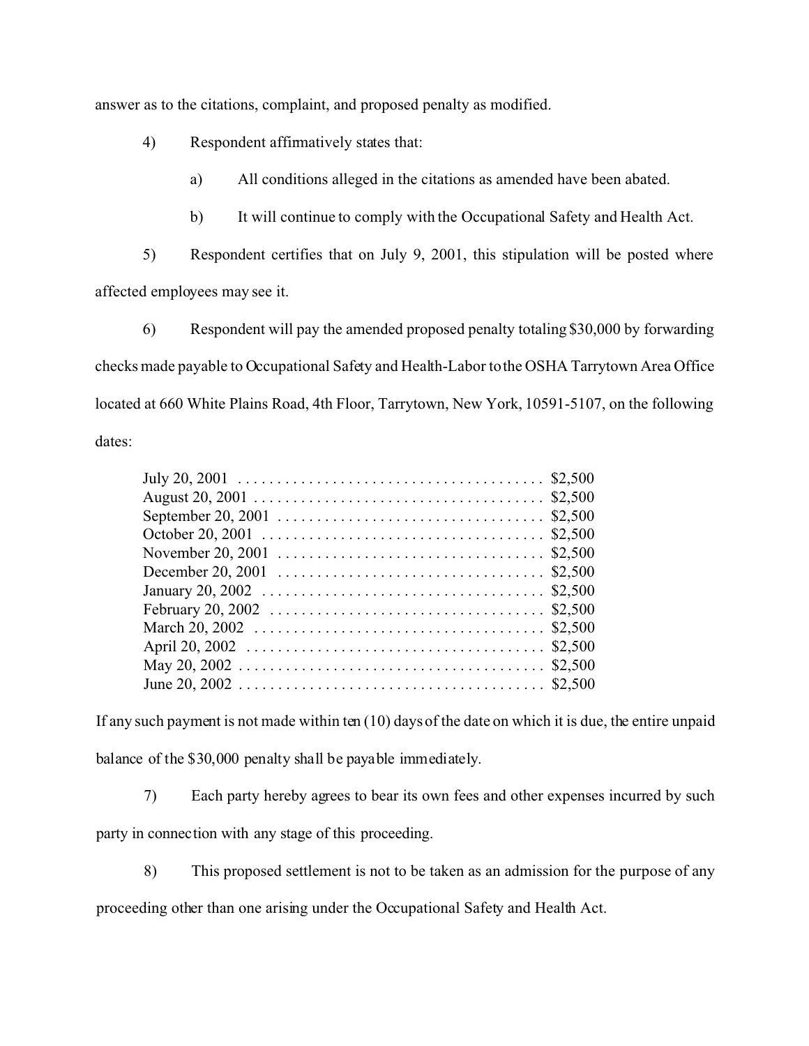answer as to the citations, complaint, and proposed penalty as modified.

4) Respondent affirmatively states that:

a) All conditions alleged in the citations as amended have been abated.

b) It will continue to comply with the Occupational Safety and Health Act.

5) Respondent certifies that on July 9, 2001, this stipulation will be posted where affected employees may see it.

6) Respondent will pay the amended proposed penalty totaling $30,000 by forwarding checks made payable to Occupational Safety and Health-Labor to the OSHA Tarrytown Area Office located at 660 White Plains Road, 4th Floor, Tarrytown, New York, 10591-5107, on the following dates:

| | |
|---|---|
| July 20, 2001 | $2,500 |
| August 20, 2001 | $2,500 |
| September 20, 2001 | $2,500 |
| October 20, 2001 | $2,500 |
| November 20, 2001 | $2,500 |
| December 20, 2001 | $2,500 |
| January 20, 2002 | $2,500 |
| February 20, 2002 | $2,500 |
| March 20, 2002 | $2,500 |
| April 20, 2002 | $2,500 |
| May 20, 2002 | $2,500 |
| June 20, 2002 | $2,500 |

If any such payment is not made within ten (10) days of the date on which it is due, the entire unpaid balance of the $30,000 penalty shall be payable immediately.

7) Each party hereby agrees to bear its own fees and other expenses incurred by such party in connection with any stage of this proceeding.

8) This proposed settlement is not to be taken as an admission for the purpose of any proceeding other than one arising under the Occupational Safety and Health Act.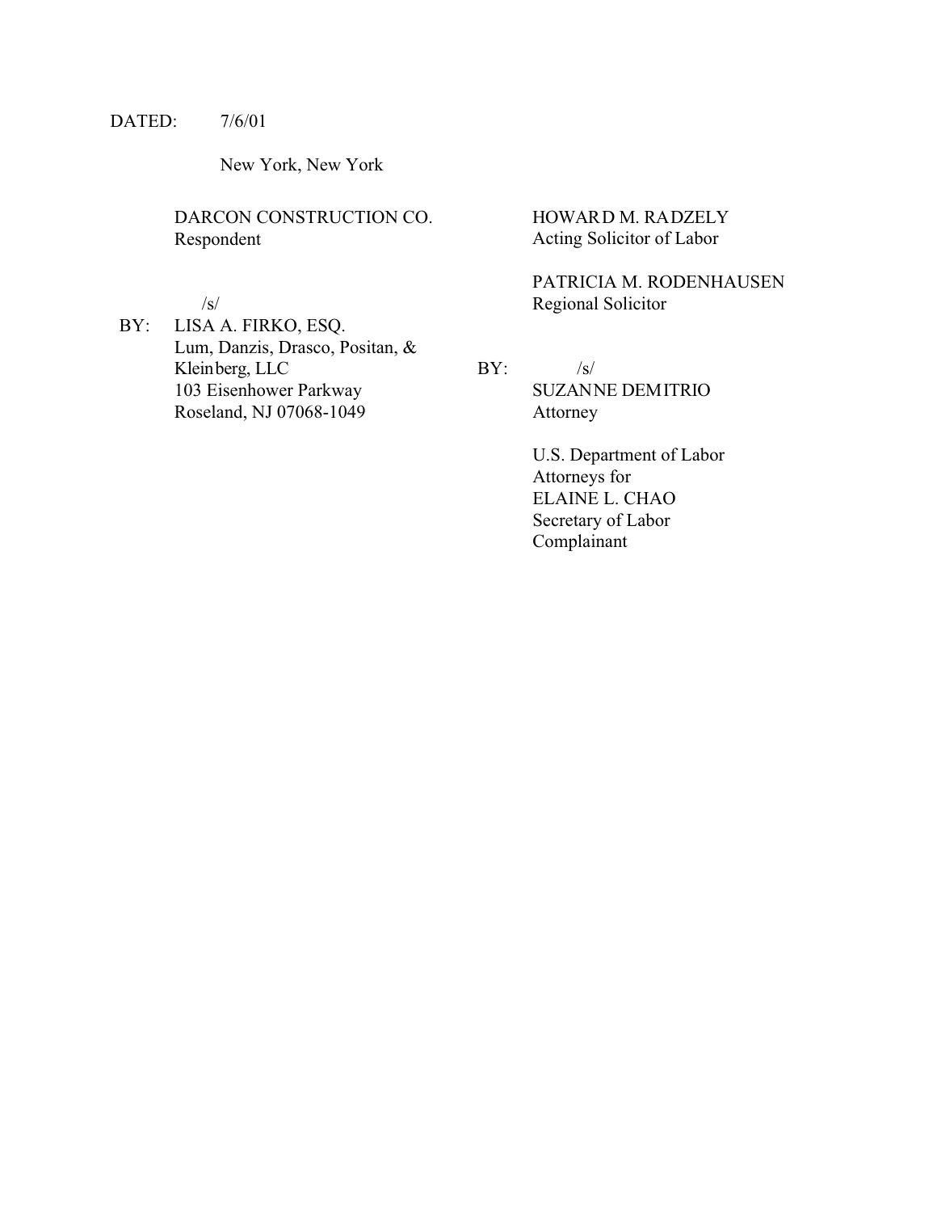DATED: 7/6/01

New York, New York

DARCON CONSTRUCTION CO.
Respondent

/s/

BY: LISA A. FIRKO, ESQ.
Lum, Danzis, Drasco, Positan, & Kleinberg, LLC
103 Eisenhower Parkway
Roseland, NJ 07068-1049

HOWARD M. RADZELY
Acting Solicitor of Labor

PATRICIA M. RODENHAUSEN
Regional Solicitor

BY: /s/
SUZANNE DEMITRIO
Attorney

U.S. Department of Labor
Attorneys for
ELAINE L. CHAO
Secretary of Labor
Complainant